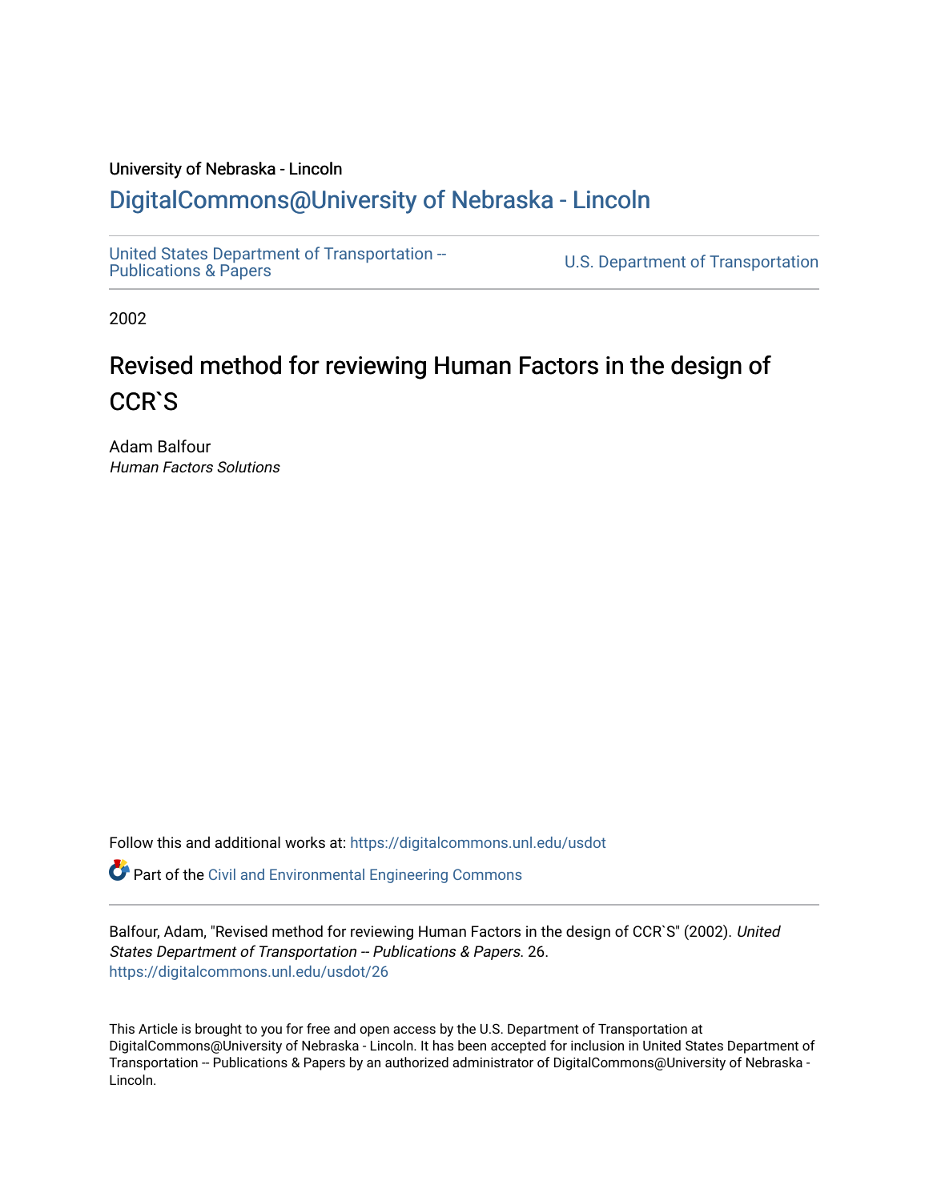University of Nebraska - Lincoln

## DigitalCommons@University of Nebraska - Lincoln

United States Department of Transportation -- Publications & Papers

U.S. Department of Transportation

2002

# Revised method for reviewing Human Factors in the design of CCR`S

Adam Balfour
*Human Factors Solutions*

Follow this and additional works at: https://digitalcommons.unl.edu/usdot

Part of the Civil and Environmental Engineering Commons

Balfour, Adam, "Revised method for reviewing Human Factors in the design of CCR`S" (2002). *United States Department of Transportation -- Publications & Papers*. 26.
https://digitalcommons.unl.edu/usdot/26

This Article is brought to you for free and open access by the U.S. Department of Transportation at DigitalCommons@University of Nebraska - Lincoln. It has been accepted for inclusion in United States Department of Transportation -- Publications & Papers by an authorized administrator of DigitalCommons@University of Nebraska - Lincoln.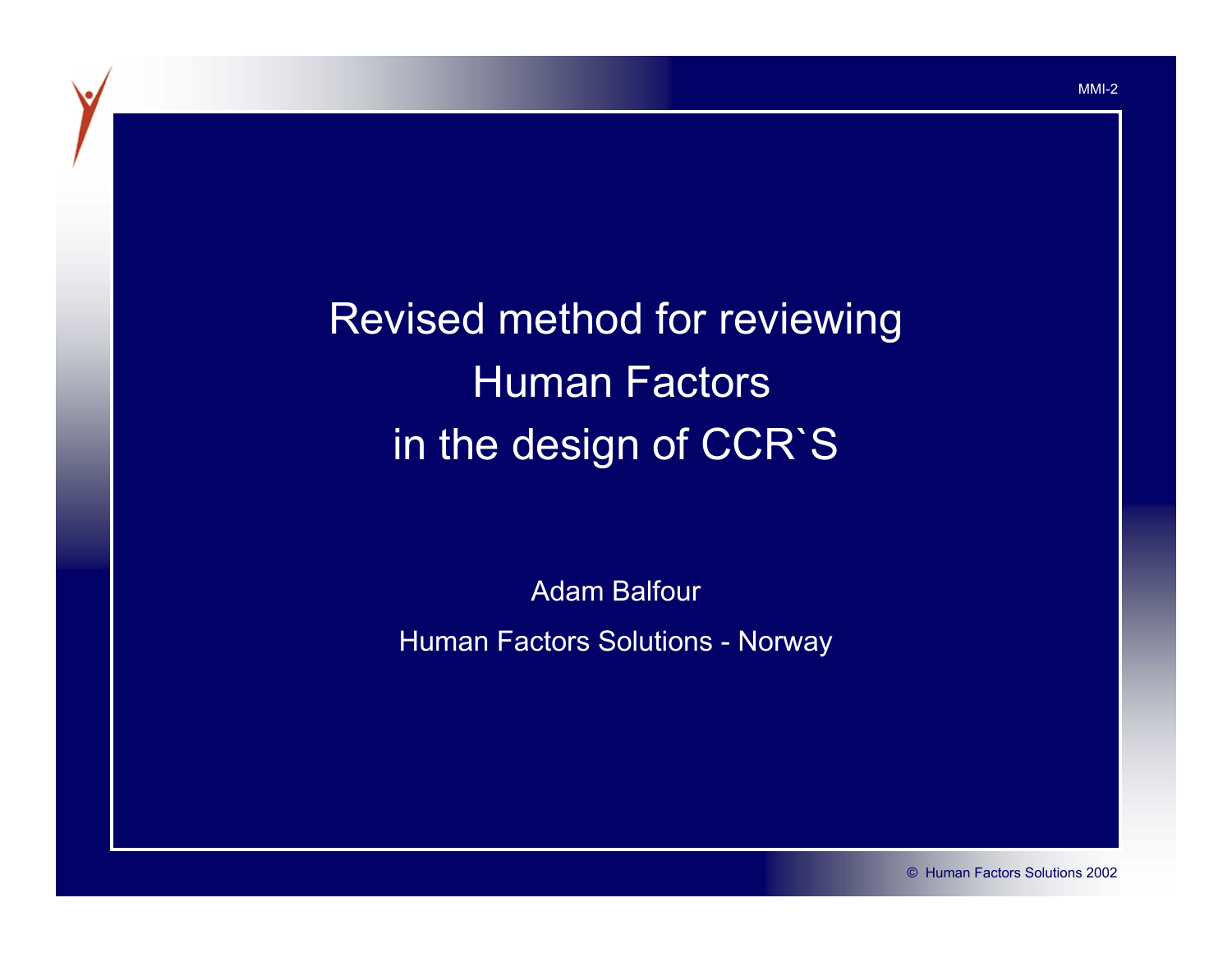# Revised method for reviewing Human Factors in the design of CCR`S

Adam Balfour

Human Factors Solutions - Norway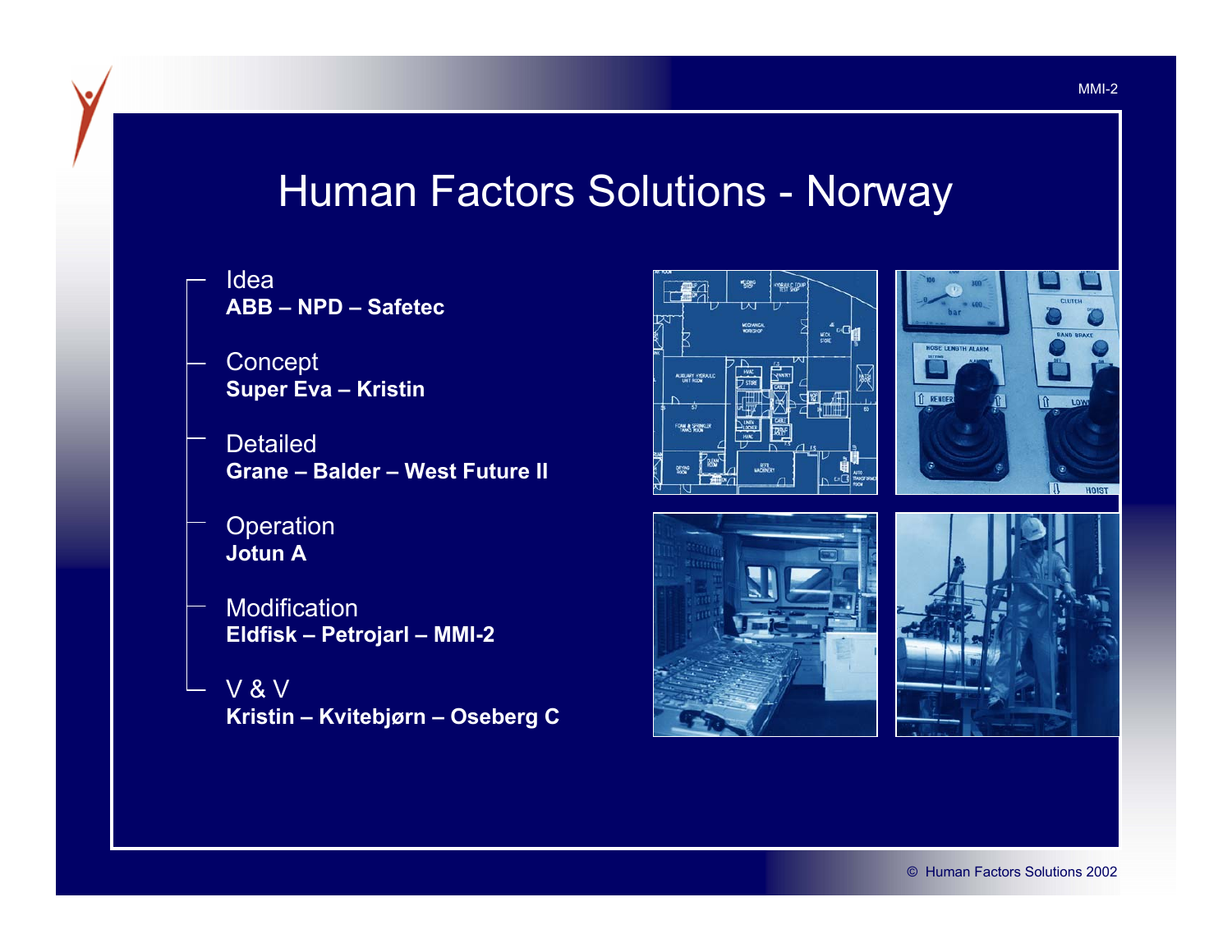# Human Factors Solutions - Norway

- Idea
  **ABB – NPD – Safetec**
- Concept
  **Super Eva – Kristin**
- Detailed
  **Grane – Balder – West Future II**
- Operation
  **Jotun A**
- Modification
  **Eldfisk – Petrojarl – MMI-2**
- V & V
  **Kristin – Kvitebjørn – Oseberg C**

© Human Factors Solutions 2002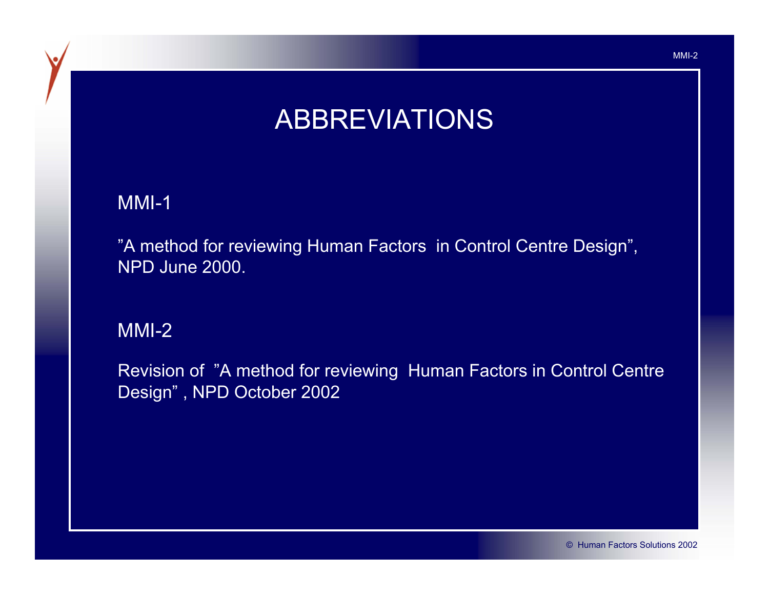# ABBREVIATIONS

MMI-1

”A method for reviewing Human Factors in Control Centre Design”, NPD June 2000.

MMI-2

Revision of ”A method for reviewing Human Factors in Control Centre Design” , NPD October 2002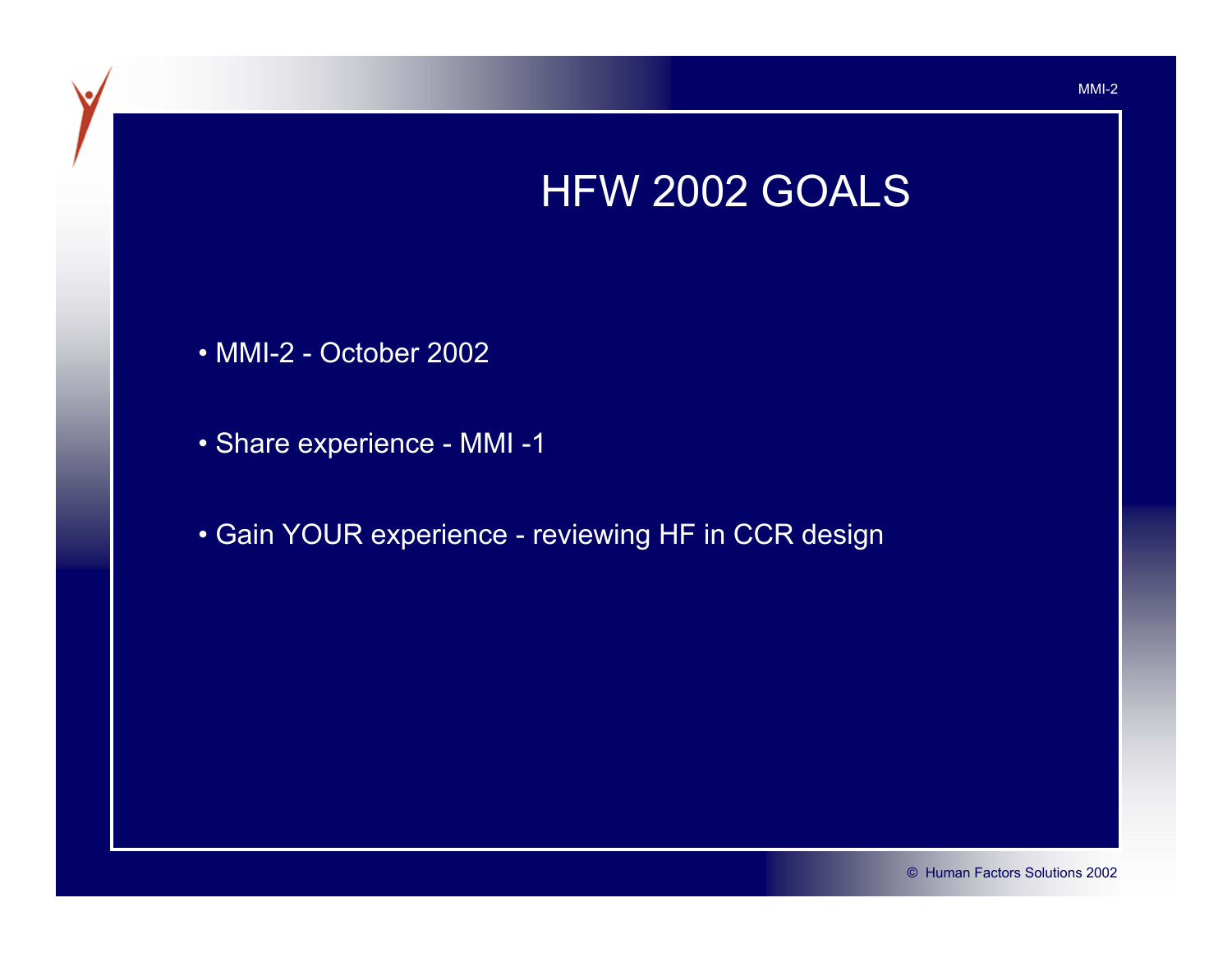# HFW 2002 GOALS

- MMI-2 - October 2002
- Share experience - MMI -1
- Gain YOUR experience - reviewing HF in CCR design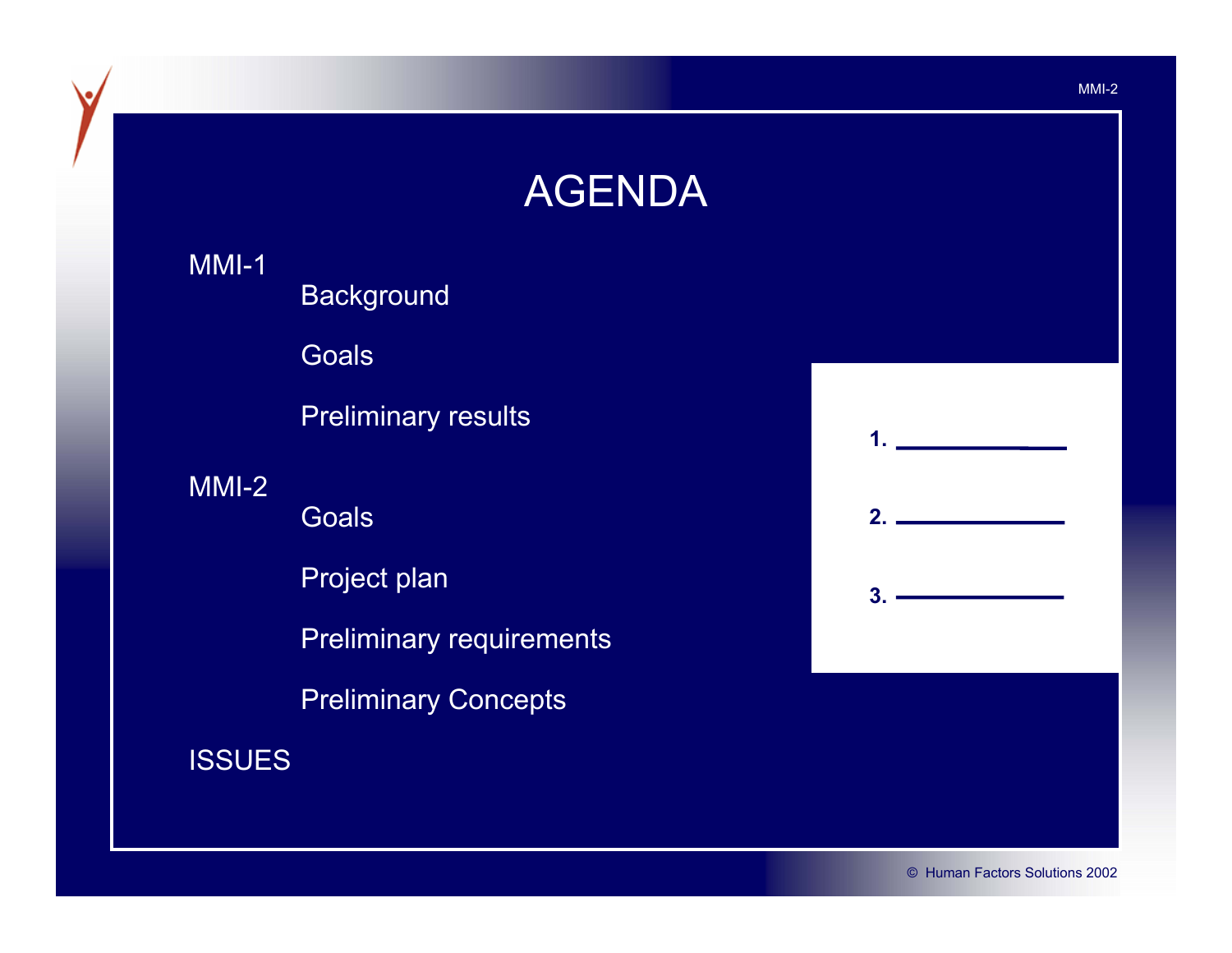# AGENDA

MMI-1

- Background
- Goals
- Preliminary results

MMI-2

- Goals
- Project plan
- Preliminary requirements
- Preliminary Concepts

ISSUES

1. ____________
2. ____________
3. ____________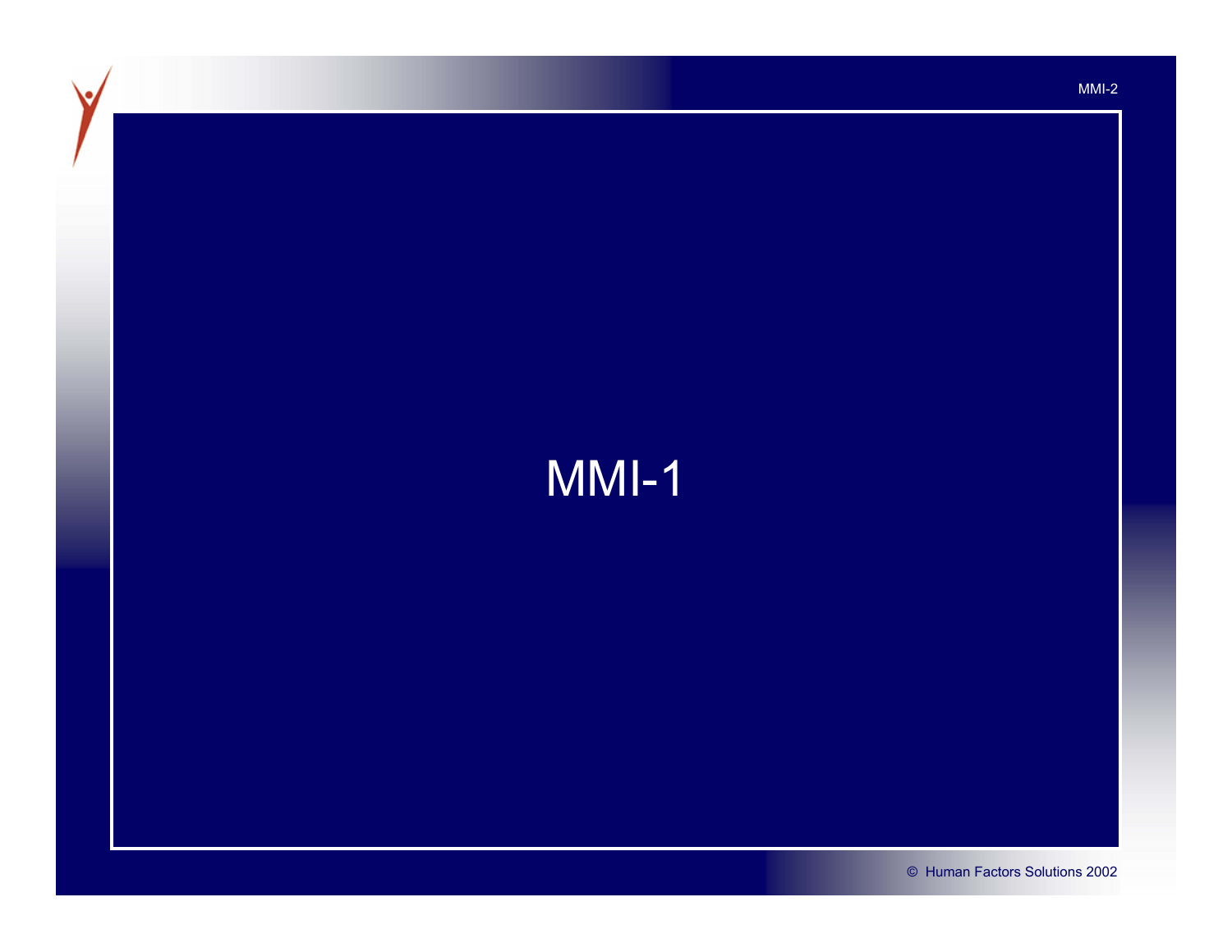# MMI-1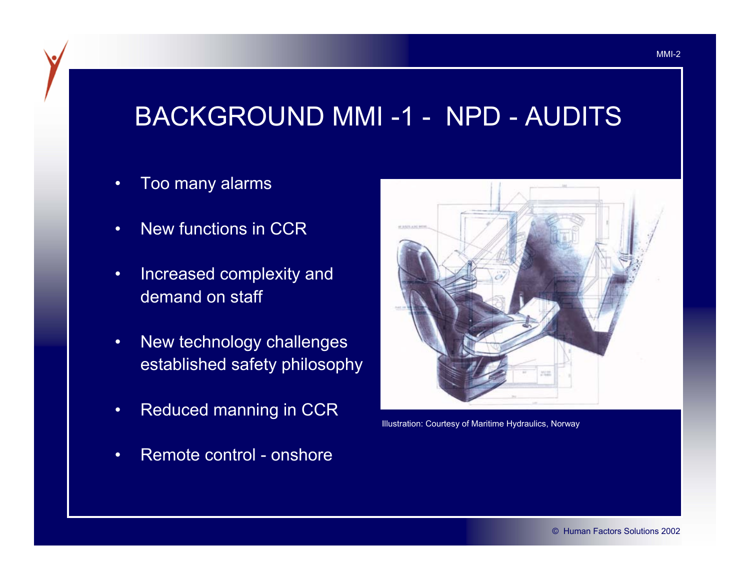# BACKGROUND MMI -1 - NPD - AUDITS

- Too many alarms
- New functions in CCR
- Increased complexity and demand on staff
- New technology challenges established safety philosophy
- Reduced manning in CCR
- Remote control - onshore

Illustration: Courtesy of Maritime Hydraulics, Norway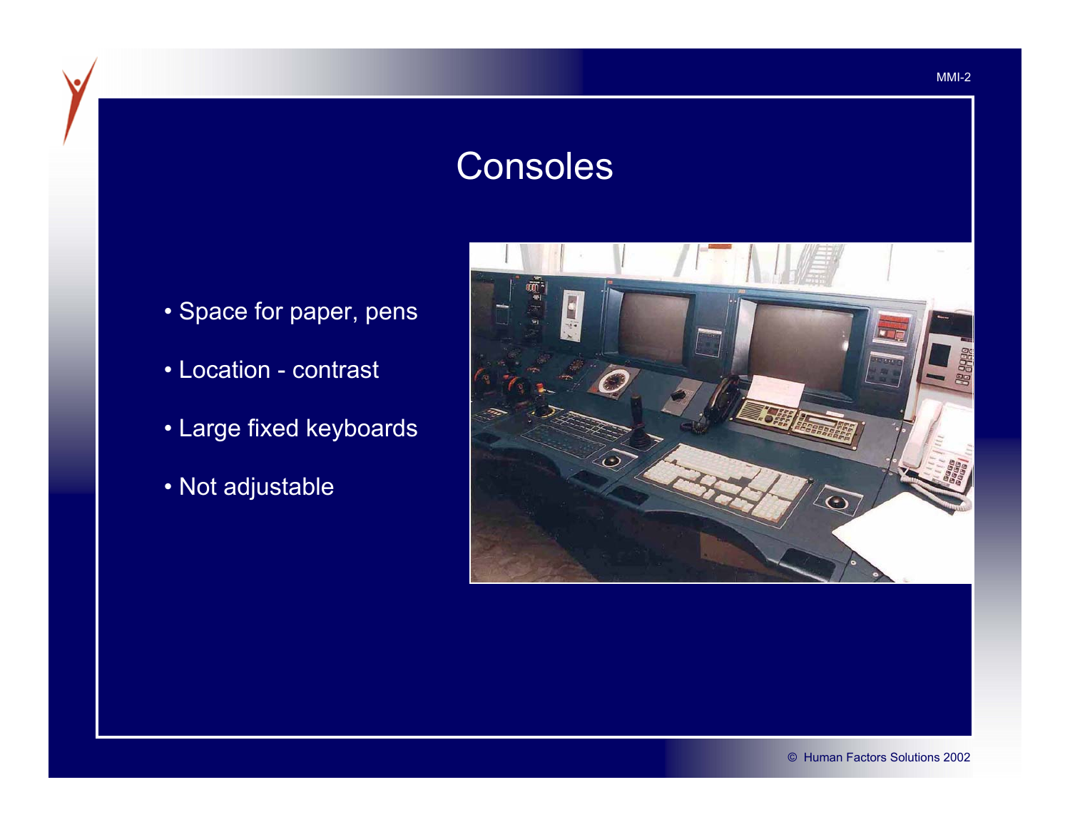# Consoles

- Space for paper, pens
- Location - contrast
- Large fixed keyboards
- Not adjustable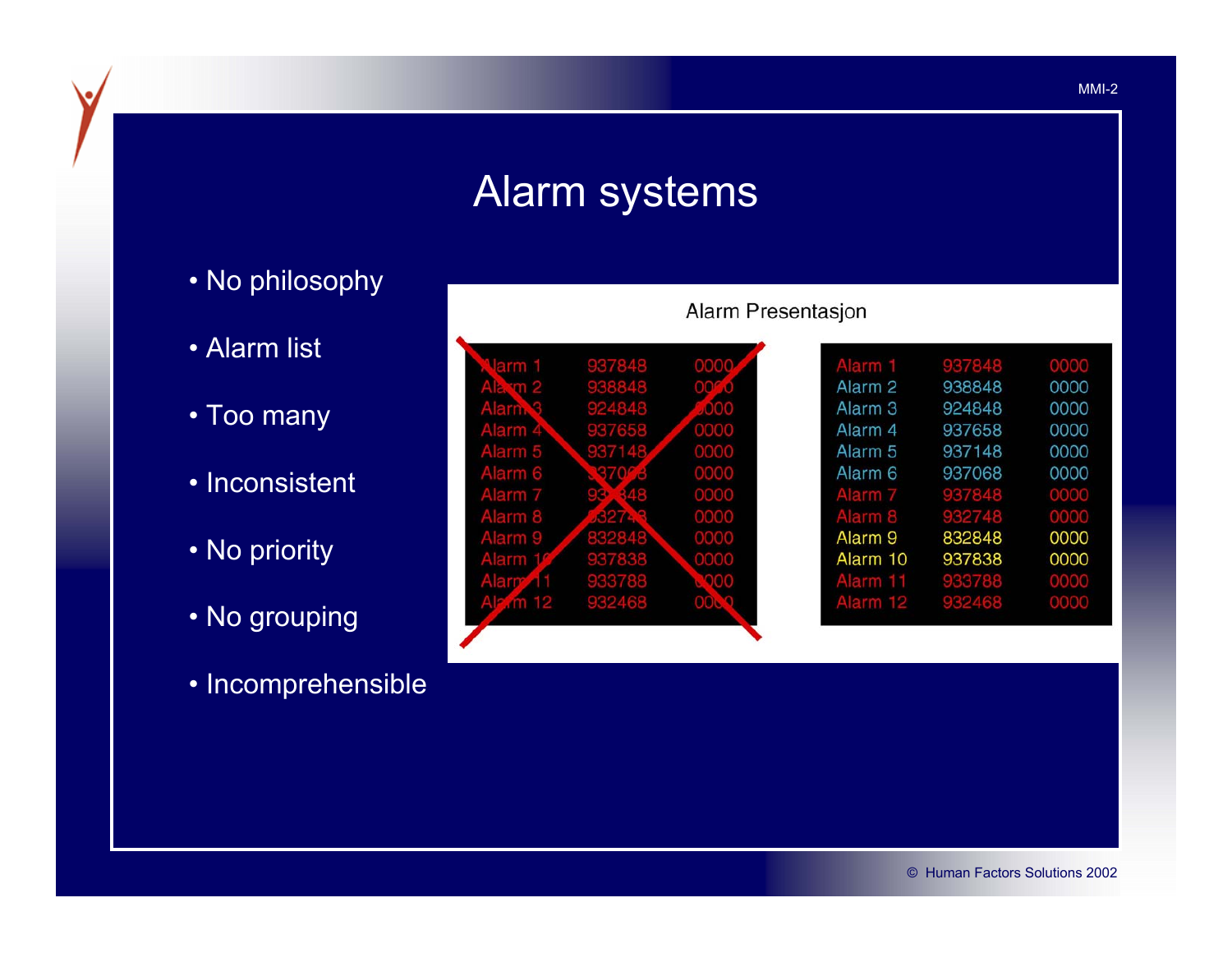# Alarm systems

- No philosophy
- Alarm list
- Too many
- Inconsistent
- No priority
- No grouping
- Incomprehensible

Alarm Presentasjon

| | | |
|---|---|---|
| Alarm 1 | 937848 | 0000 |
| Alarm 2 | 938848 | 0000 |
| Alarm 3 | 924848 | 0000 |
| Alarm 4 | 937658 | 0000 |
| Alarm 5 | 937148 | 0000 |
| Alarm 6 | 937068 | 0000 |
| Alarm 7 | 937848 | 0000 |
| Alarm 8 | 932748 | 0000 |
| Alarm 9 | 832848 | 0000 |
| Alarm 10 | 937838 | 0000 |
| Alarm 11 | 933788 | 0000 |
| Alarm 12 | 932468 | 0000 |

| | | |
|---|---|---|
| Alarm 1 | 937848 | 0000 |
| Alarm 2 | 938848 | 0000 |
| Alarm 3 | 924848 | 0000 |
| Alarm 4 | 937658 | 0000 |
| Alarm 5 | 937148 | 0000 |
| Alarm 6 | 937068 | 0000 |
| Alarm 7 | 937848 | 0000 |
| Alarm 8 | 932748 | 0000 |
| Alarm 9 | 832848 | 0000 |
| Alarm 10 | 937838 | 0000 |
| Alarm 11 | 933788 | 0000 |
| Alarm 12 | 932468 | 0000 |

© Human Factors Solutions 2002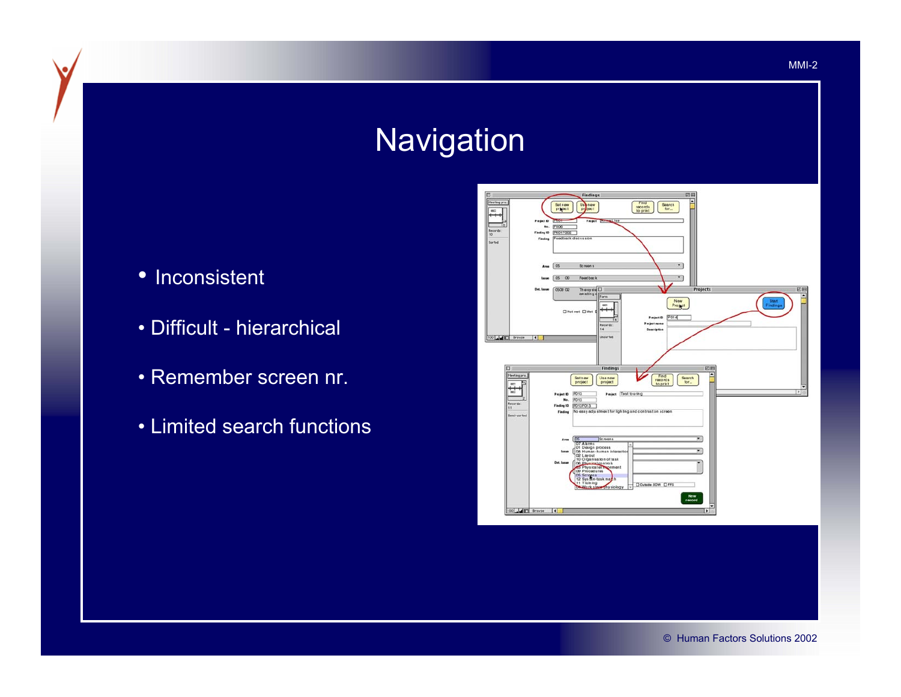# Navigation

- Inconsistent
- Difficult - hierarchical
- Remember screen nr.
- Limited search functions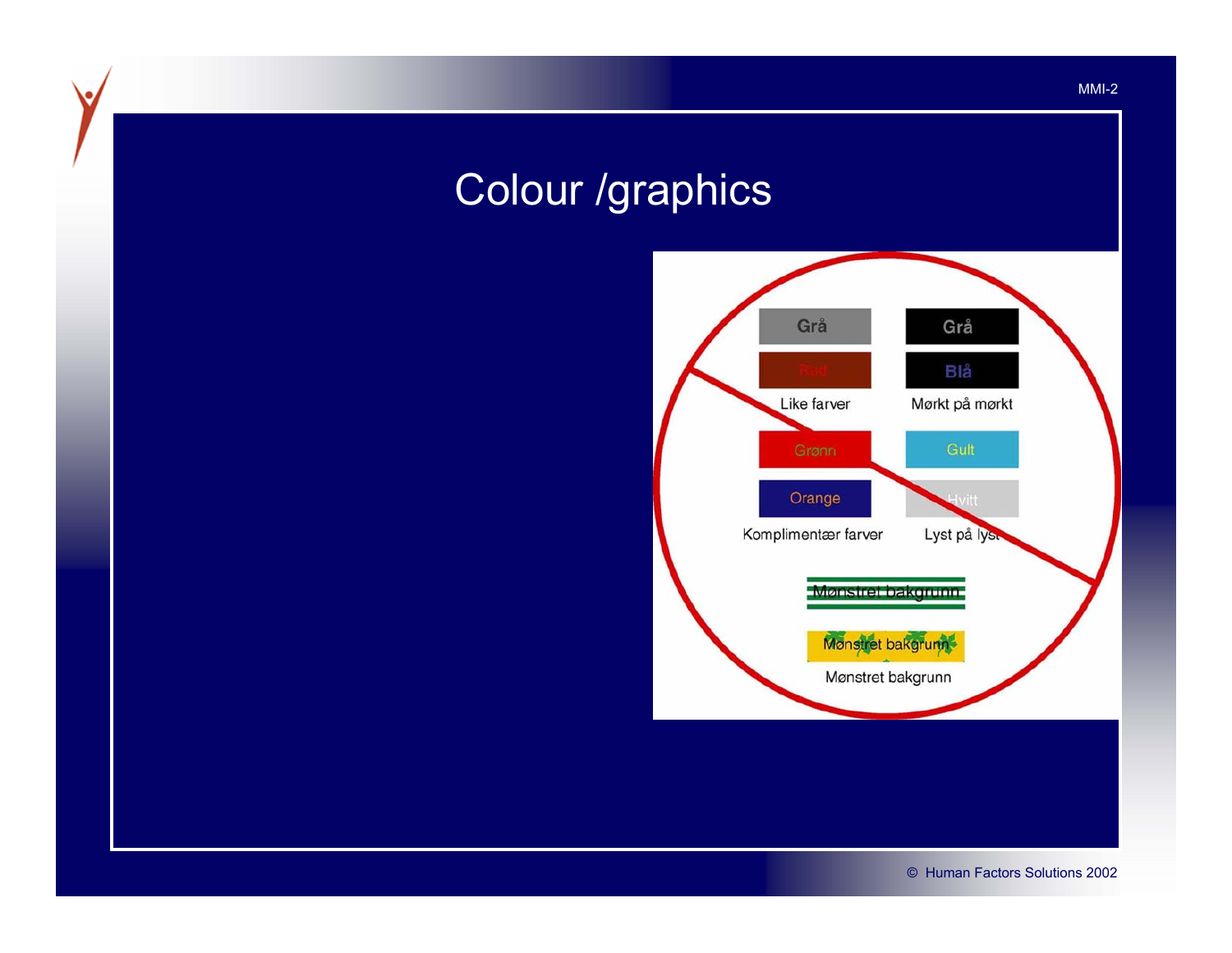# Colour /graphics

Grå

Grå

Rød

Blå

Like farver

Mørkt på mørkt

Grønn

Gult

Orange

Hvitt

Komplimentær farver

Lyst på lyst

Mønstret bakgrunn

Mønstret bakgrunn

Mønstret bakgrunn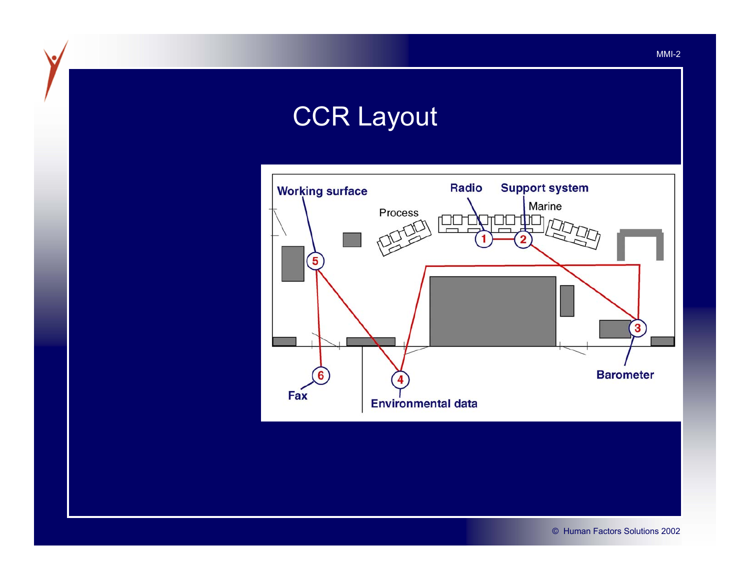# CCR Layout

Working surface

Radio

Support system

Marine

Process

1

2

3

4

5

6

Barometer

Fax

Environmental data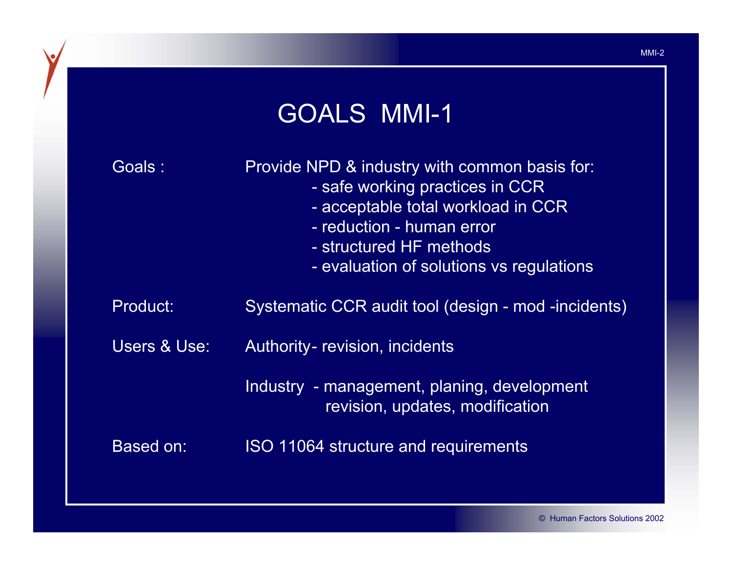# GOALS MMI-1

Goals : Provide NPD & industry with common basis for:

- safe working practices in CCR
- acceptable total workload in CCR
- reduction - human error
- structured HF methods
- evaluation of solutions vs regulations

Product: Systematic CCR audit tool (design - mod -incidents)

Users & Use: Authority- revision, incidents

Industry - management, planing, development revision, updates, modification

Based on: ISO 11064 structure and requirements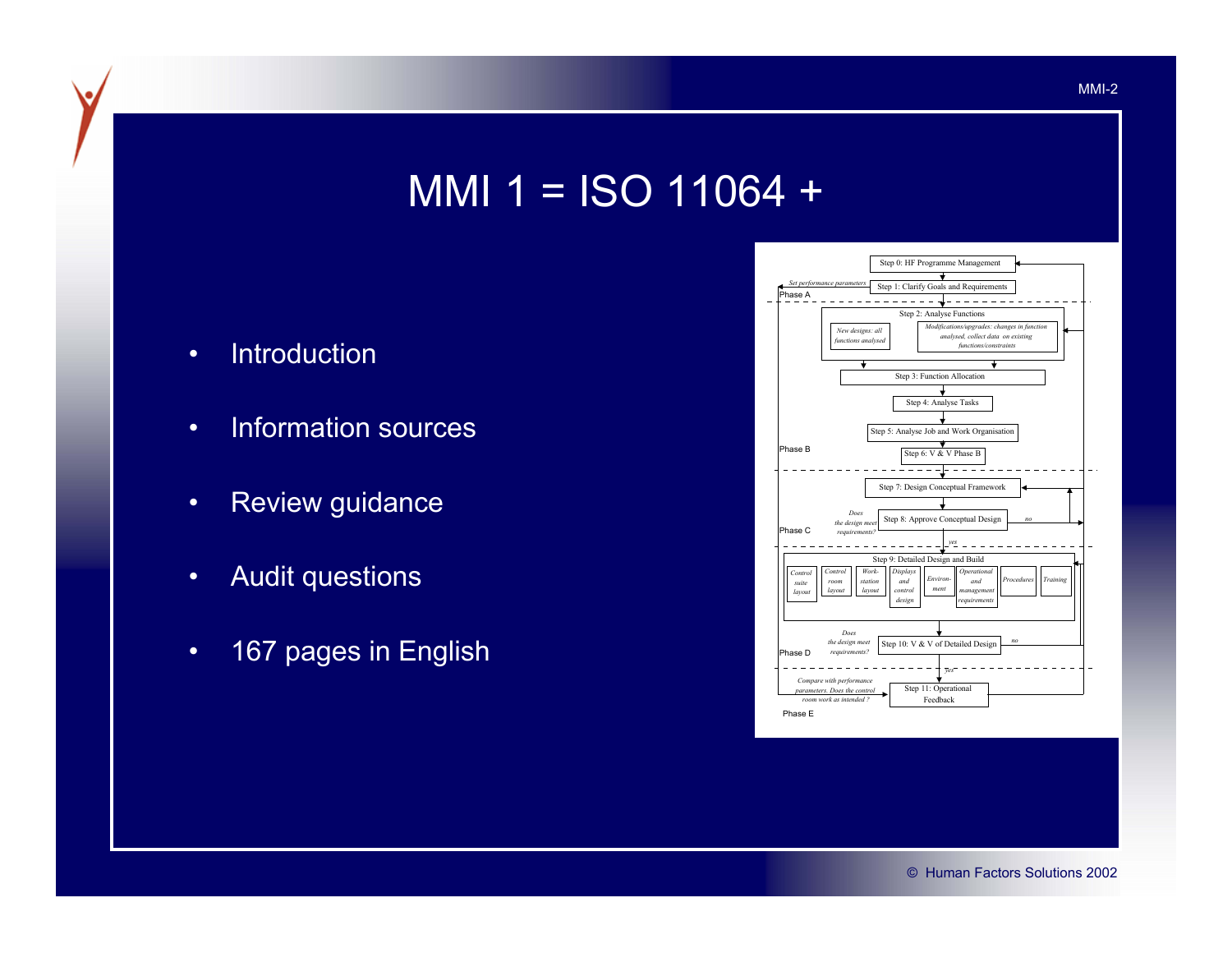# MMI 1 = ISO 11064 +

- Introduction
- Information sources
- Review guidance
- Audit questions
- 167 pages in English

Step 0: HF Programme Management

Set performance parameters

Step 1: Clarify Goals and Requirements

Phase A

Step 2: Analyse Functions

New designs: all functions analysed

Modifications/upgrades: changes in function analysed, collect data on existing functions/constraints

Step 3: Function Allocation

Step 4: Analyse Tasks

Step 5: Analyse Job and Work Organisation

Phase B

Step 6: V & V Phase B

Step 7: Design Conceptual Framework

Does the design meet requirements?

Step 8: Approve Conceptual Design

no

Phase C

yes

Step 9: Detailed Design and Build

Control suite layout

Control room layout

Work-station layout

Displays and control design

Environ-ment

Operational and management requirements

Procedures

Training

Does the design meet requirements?

Step 10: V & V of Detailed Design

no

Phase D

yes

Compare with performance parameters. Does the control room work as intended ?

Step 11: Operational Feedback

Phase E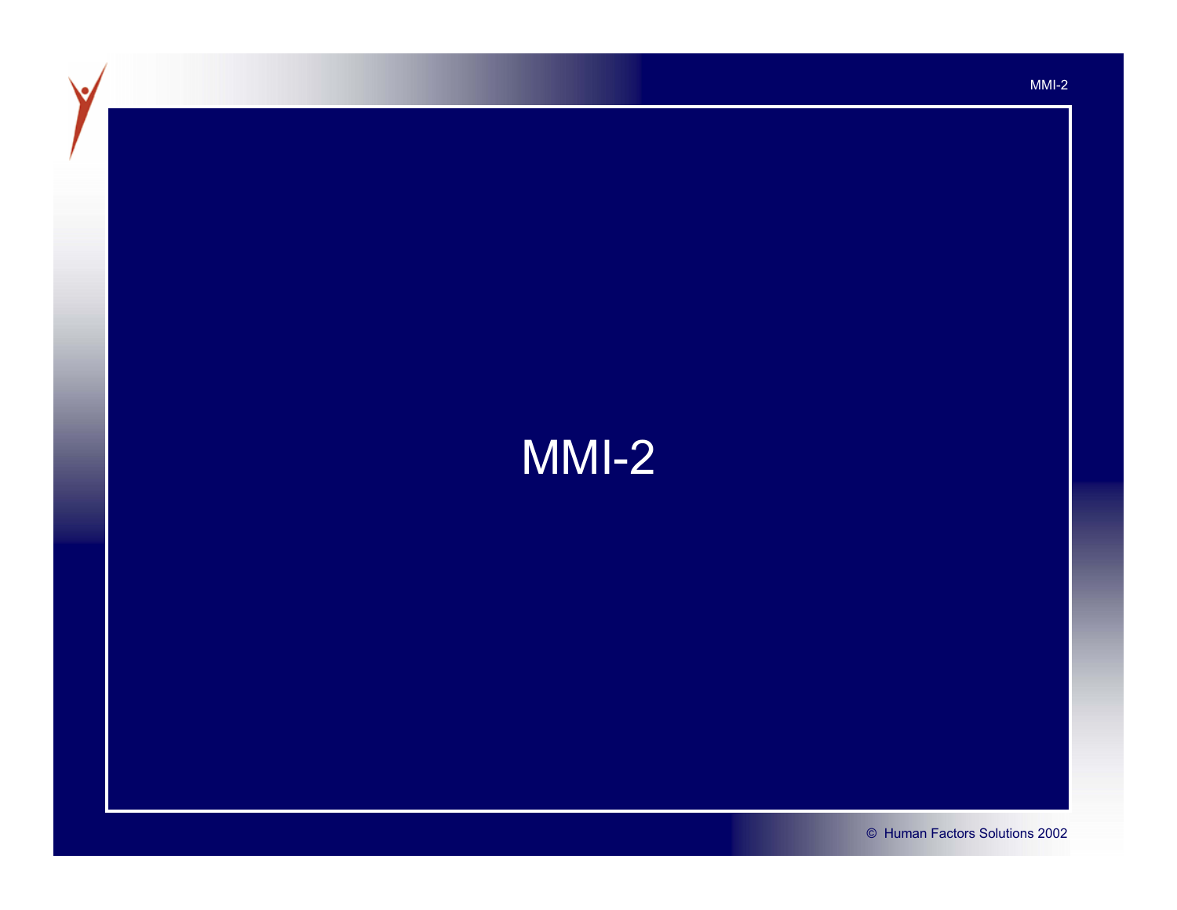# MMI-2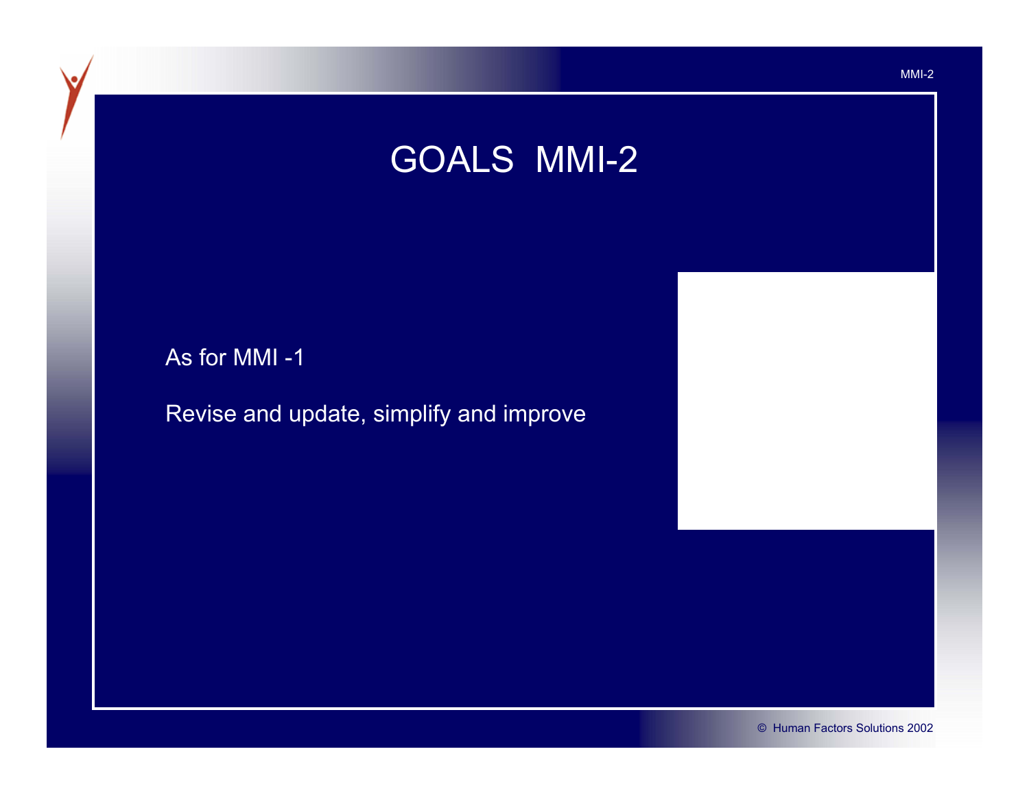# GOALS MMI-2

As for MMI -1

Revise and update, simplify and improve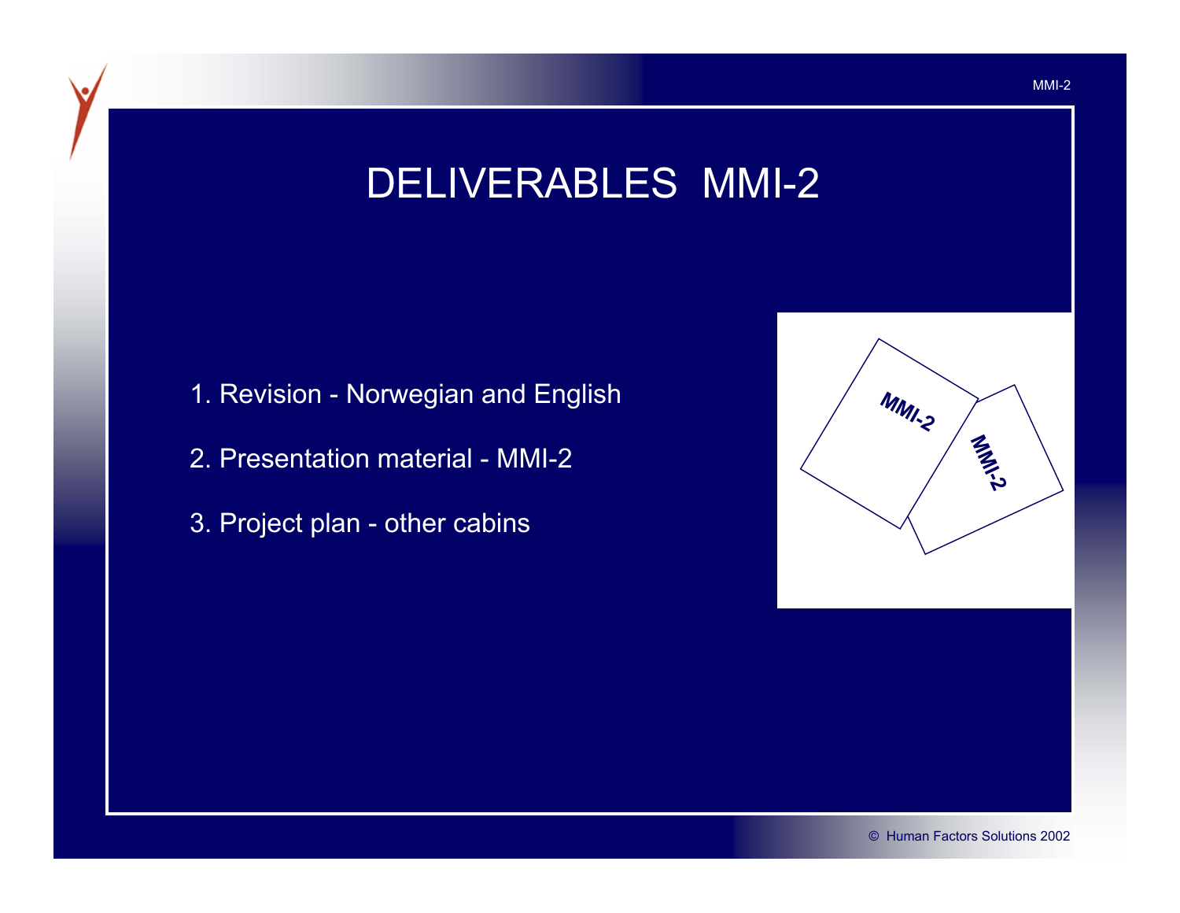# DELIVERABLES MMI-2

1. Revision - Norwegian and English
2. Presentation material - MMI-2
3. Project plan - other cabins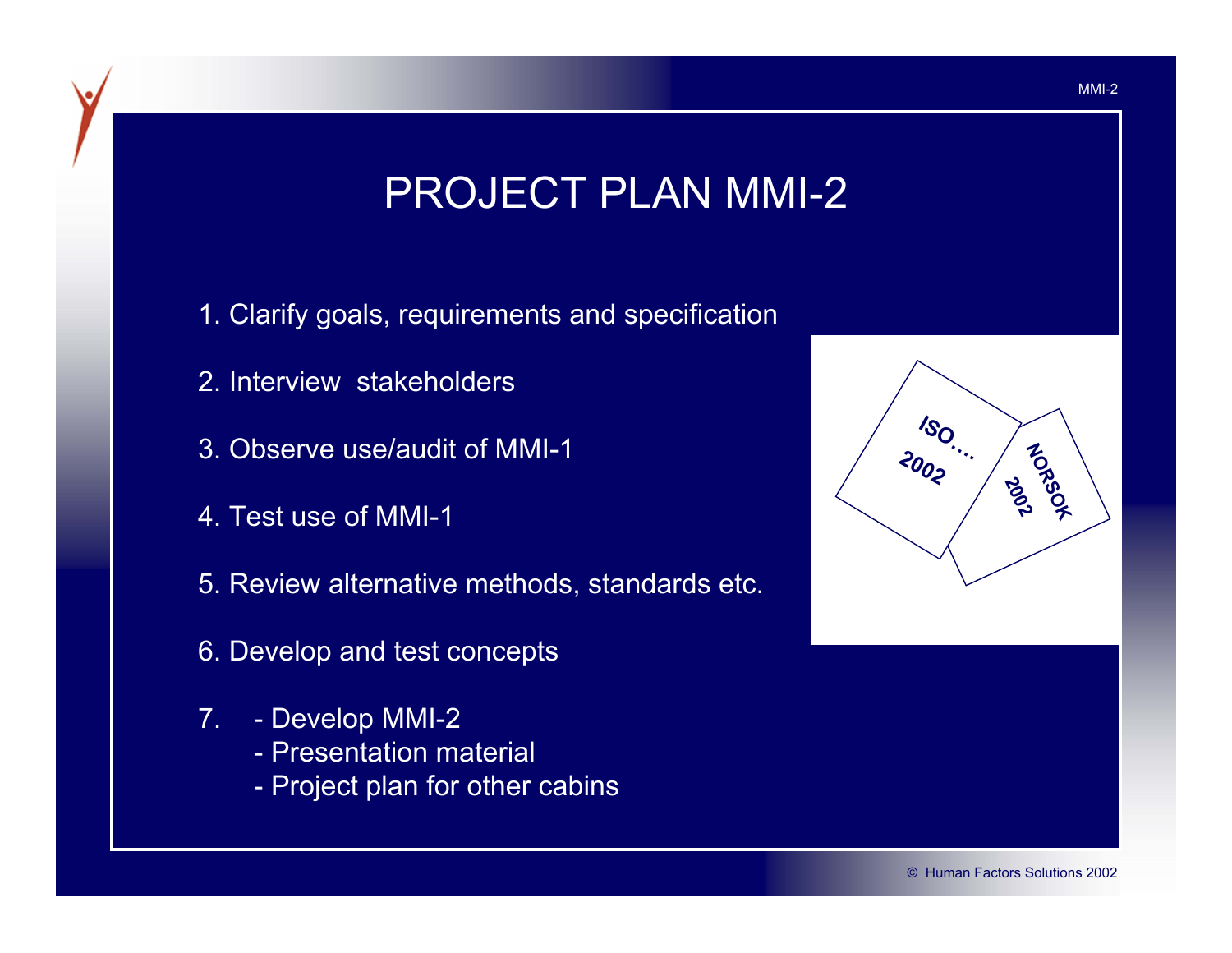# PROJECT PLAN MMI-2

1. Clarify goals, requirements and specification
2. Interview stakeholders
3. Observe use/audit of MMI-1
4. Test use of MMI-1
5. Review alternative methods, standards etc.
6. Develop and test concepts
7. - Develop MMI-2
   - Presentation material
   - Project plan for other cabins

ISO….
2002

NORSOK
2002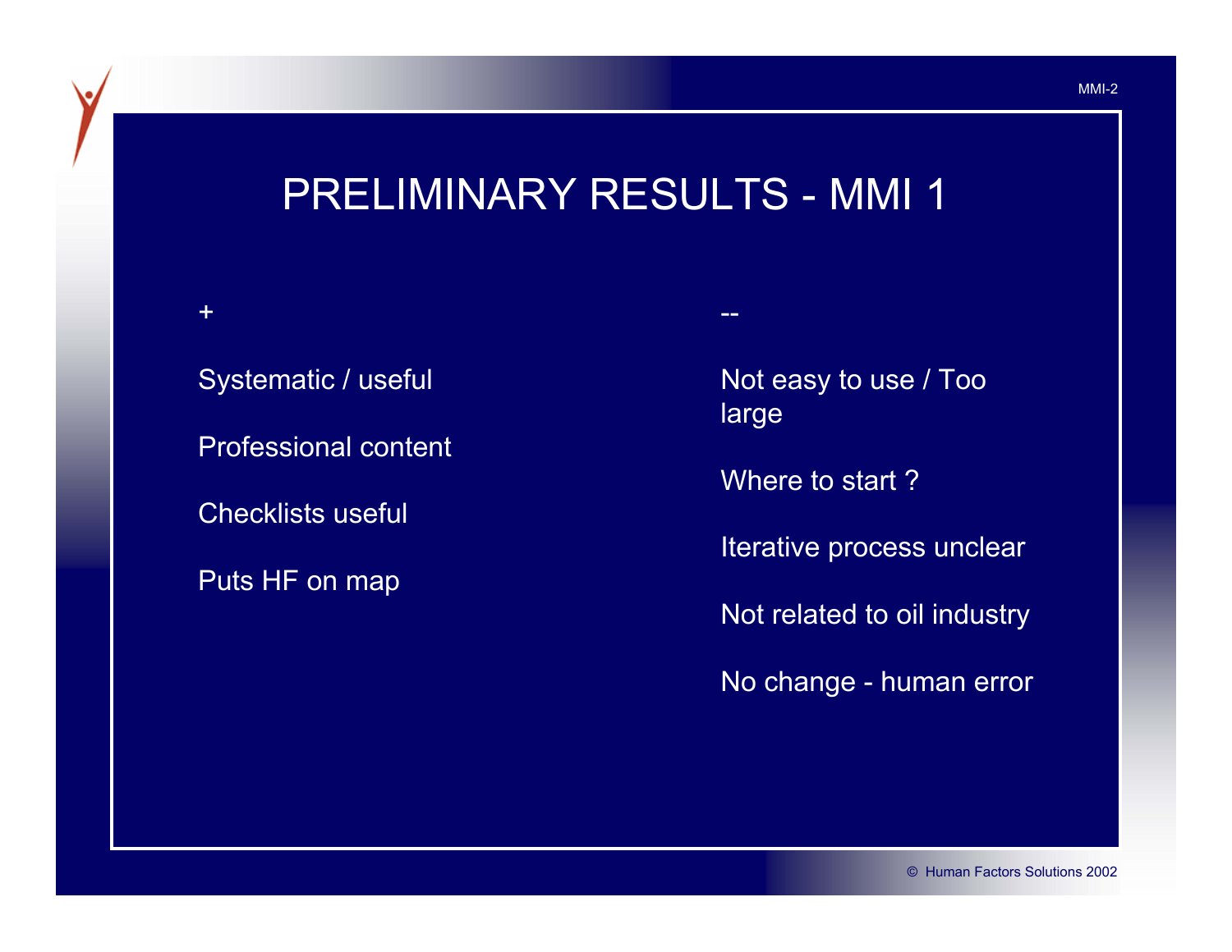# PRELIMINARY RESULTS - MMI 1

| + | -- |
| --- | --- |
| Systematic / useful | Not easy to use / Too large |
| Professional content | Where to start ? |
| Checklists useful | Iterative process unclear |
| Puts HF on map | Not related to oil industry |
| | No change - human error |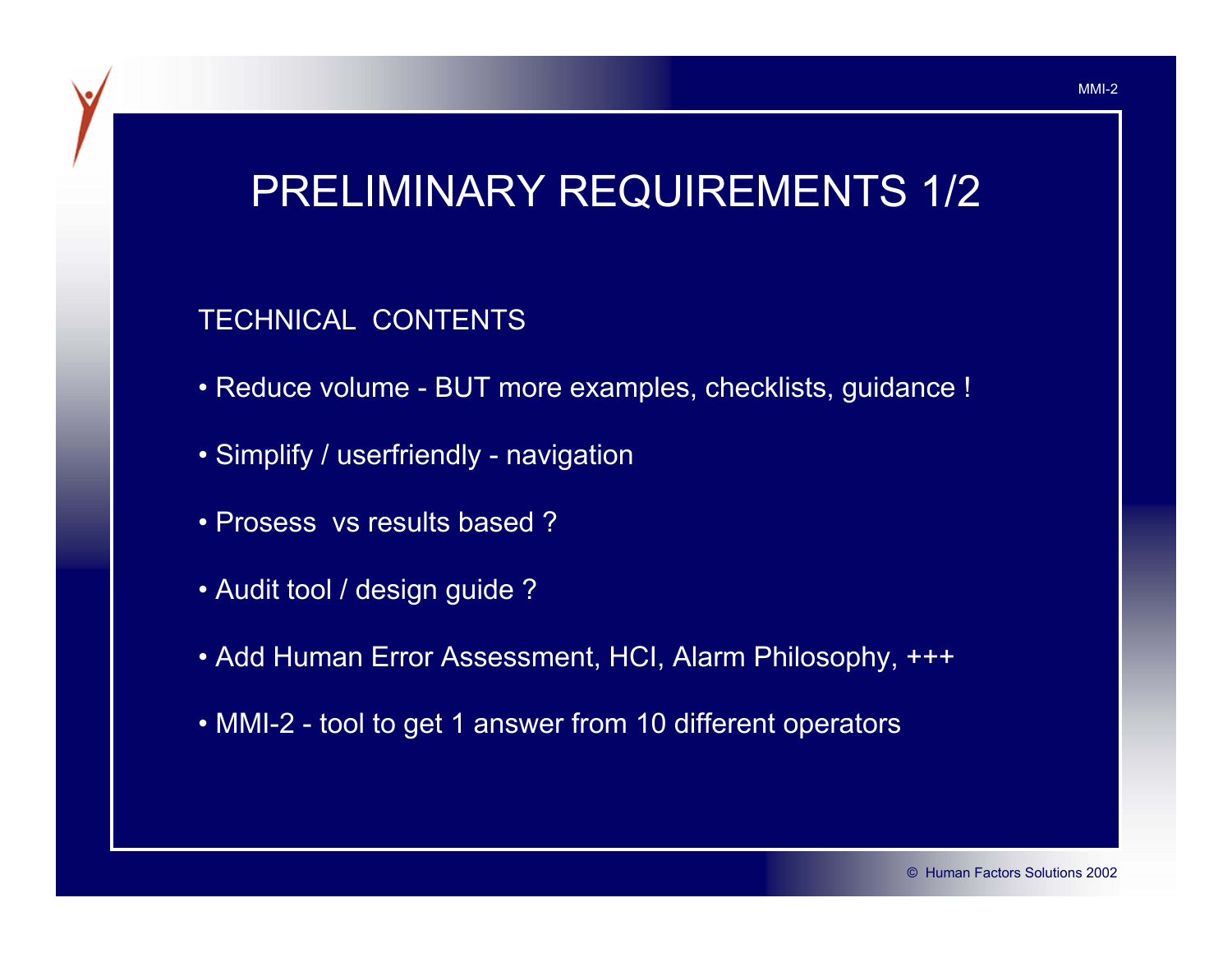# PRELIMINARY REQUIREMENTS 1/2

TECHNICAL CONTENTS

- Reduce volume - BUT more examples, checklists, guidance !
- Simplify / userfriendly - navigation
- Prosess vs results based ?
- Audit tool / design guide ?
- Add Human Error Assessment, HCI, Alarm Philosophy, +++
- MMI-2 - tool to get 1 answer from 10 different operators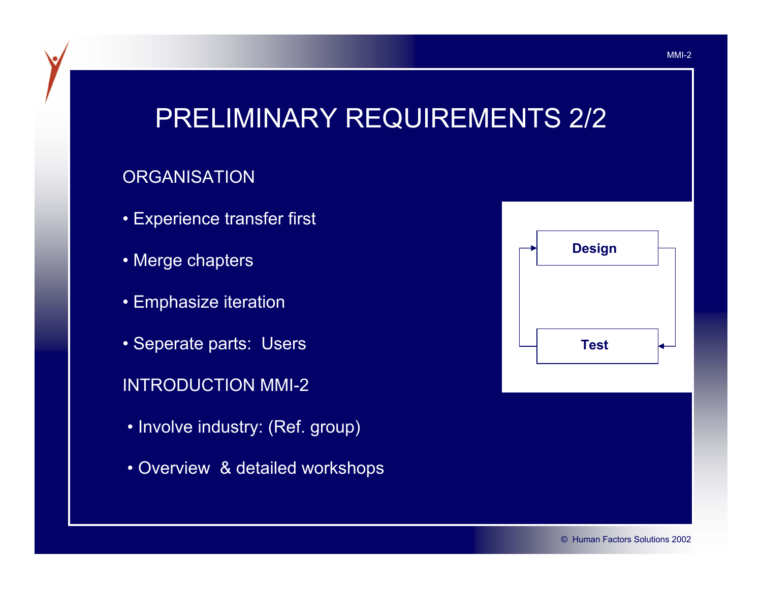# PRELIMINARY REQUIREMENTS 2/2

ORGANISATION

- Experience transfer first
- Merge chapters
- Emphasize iteration
- Seperate parts: Users

INTRODUCTION MMI-2

- Involve industry: (Ref. group)
- Overview & detailed workshops

Design

Test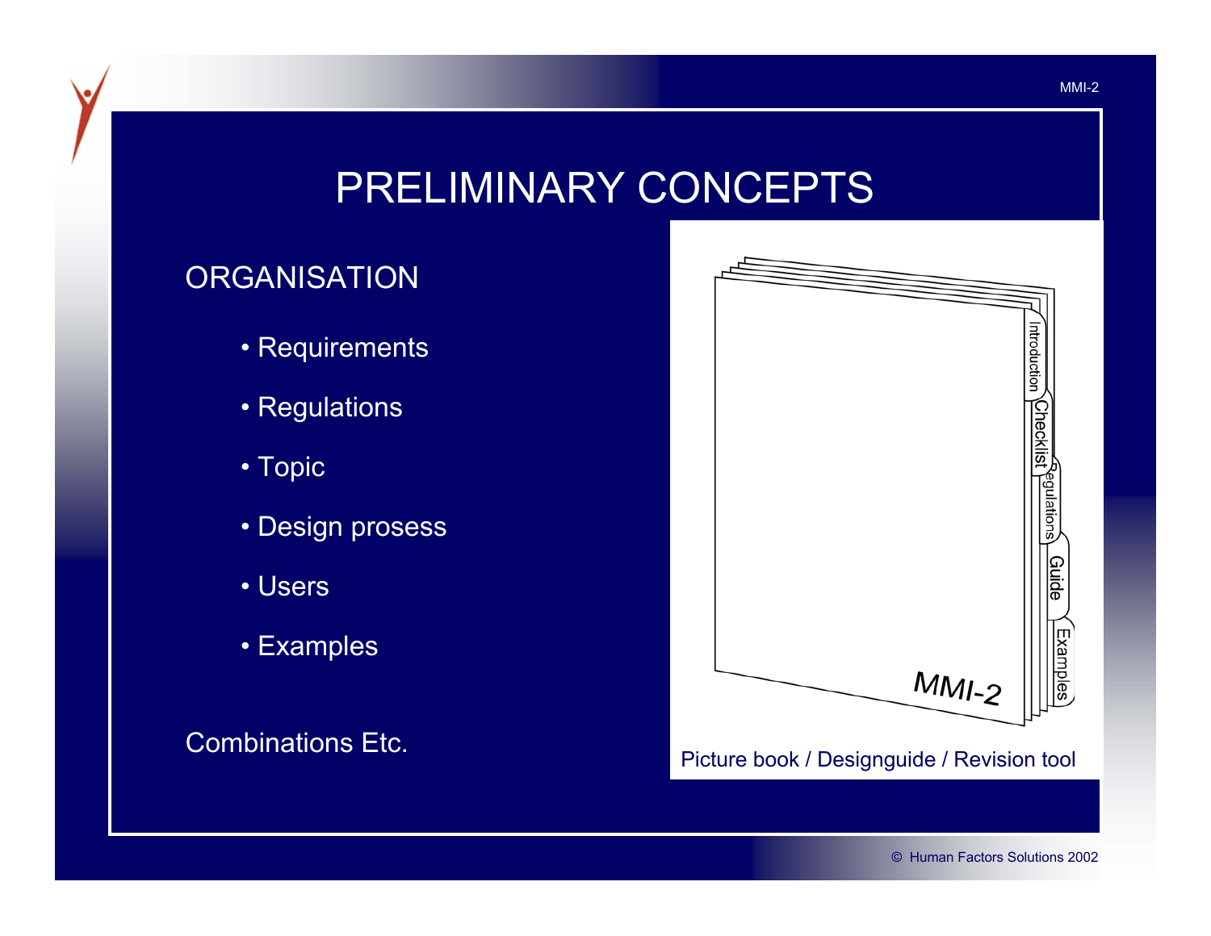# PRELIMINARY CONCEPTS

## ORGANISATION

- Requirements
- Regulations
- Topic
- Design prosess
- Users
- Examples

Combinations Etc.

Introduction
Checklist
Regulations
Guide
Examples
MMI-2

Picture book / Designguide / Revision tool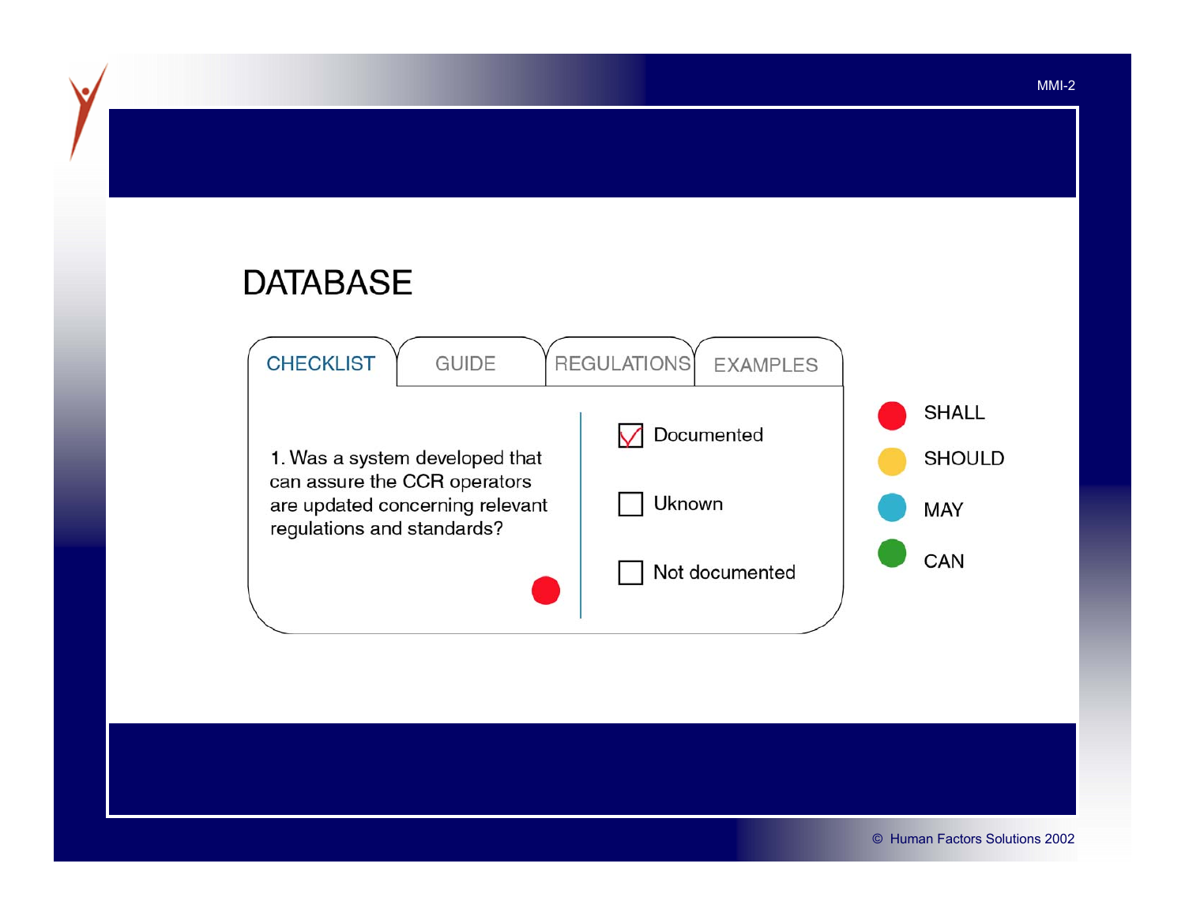# DATABASE

CHECKLIST | GUIDE | REGULATIONS | EXAMPLES

1. Was a system developed that can assure the CCR operators are updated concerning relevant regulations and standards?

- [x] Documented
- [ ] Uknown
- [ ] Not documented

- SHALL
- SHOULD
- MAY
- CAN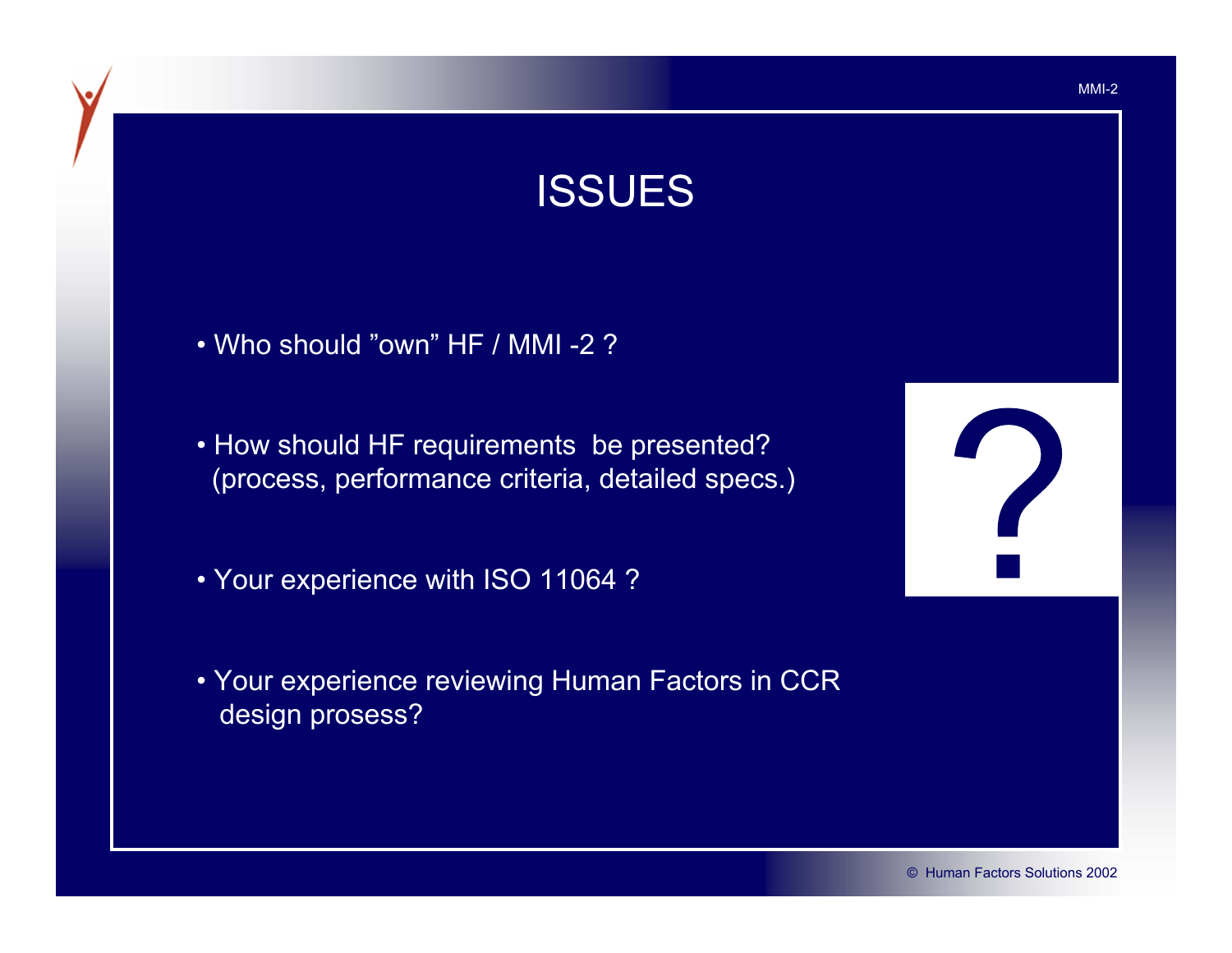# ISSUES

- Who should ”own” HF / MMI -2 ?
- How should HF requirements be presented? (process, performance criteria, detailed specs.)
- Your experience with ISO 11064 ?
- Your experience reviewing Human Factors in CCR design prosess?